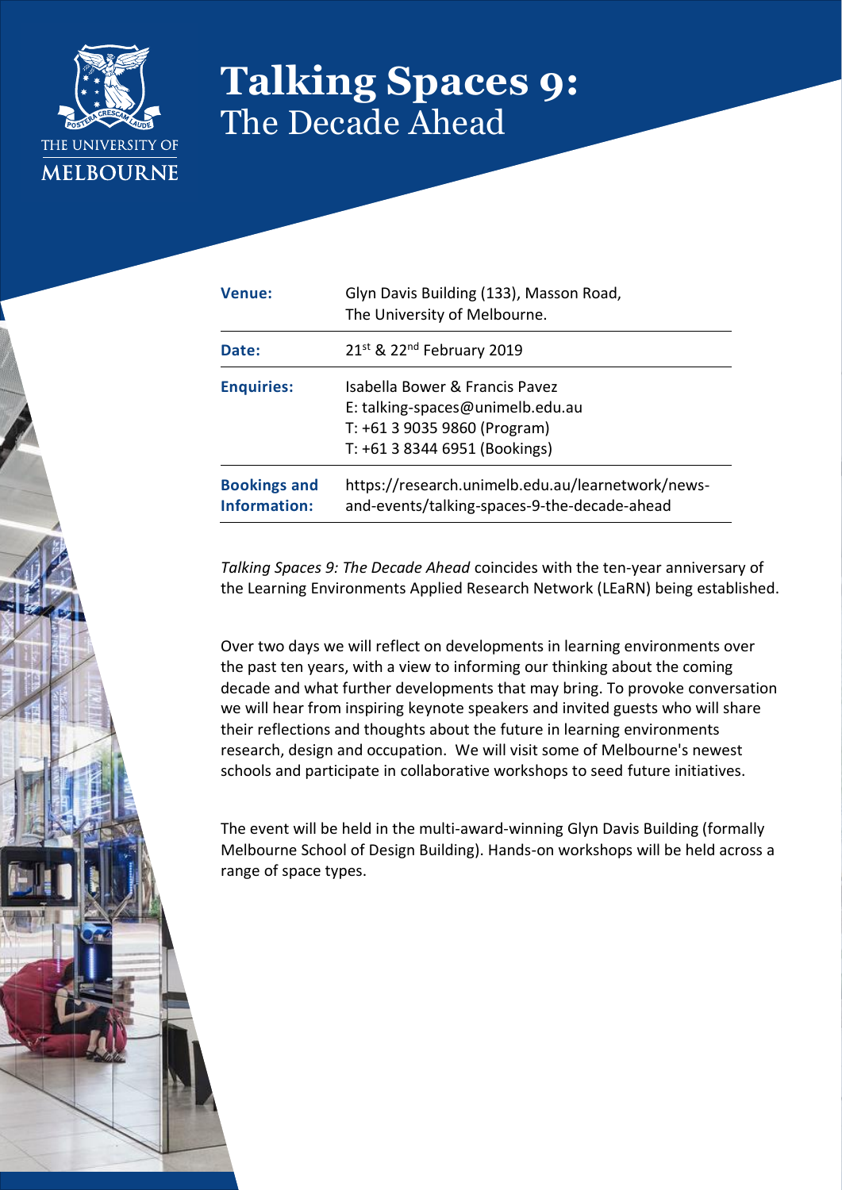THE UNIVERSITY OF MELBOURNE

# Talking Spaces 9:
## The Decade Ahead

| | |
|---|---|
| **Venue:** | Glyn Davis Building (133), Masson Road, The University of Melbourne. |
| **Date:** | 21st & 22nd February 2019 |
| **Enquiries:** | Isabella Bower & Francis Pavez<br>E: talking-spaces@unimelb.edu.au<br>T: +61 3 9035 9860 (Program)<br>T: +61 3 8344 6951 (Bookings) |
| **Bookings and Information:** | https://research.unimelb.edu.au/learnetwork/news-and-events/talking-spaces-9-the-decade-ahead |

*Talking Spaces 9: The Decade Ahead* coincides with the ten-year anniversary of the Learning Environments Applied Research Network (LEaRN) being established.

Over two days we will reflect on developments in learning environments over the past ten years, with a view to informing our thinking about the coming decade and what further developments that may bring. To provoke conversation we will hear from inspiring keynote speakers and invited guests who will share their reflections and thoughts about the future in learning environments research, design and occupation. We will visit some of Melbourne's newest schools and participate in collaborative workshops to seed future initiatives.

The event will be held in the multi-award-winning Glyn Davis Building (formally Melbourne School of Design Building). Hands-on workshops will be held across a range of space types.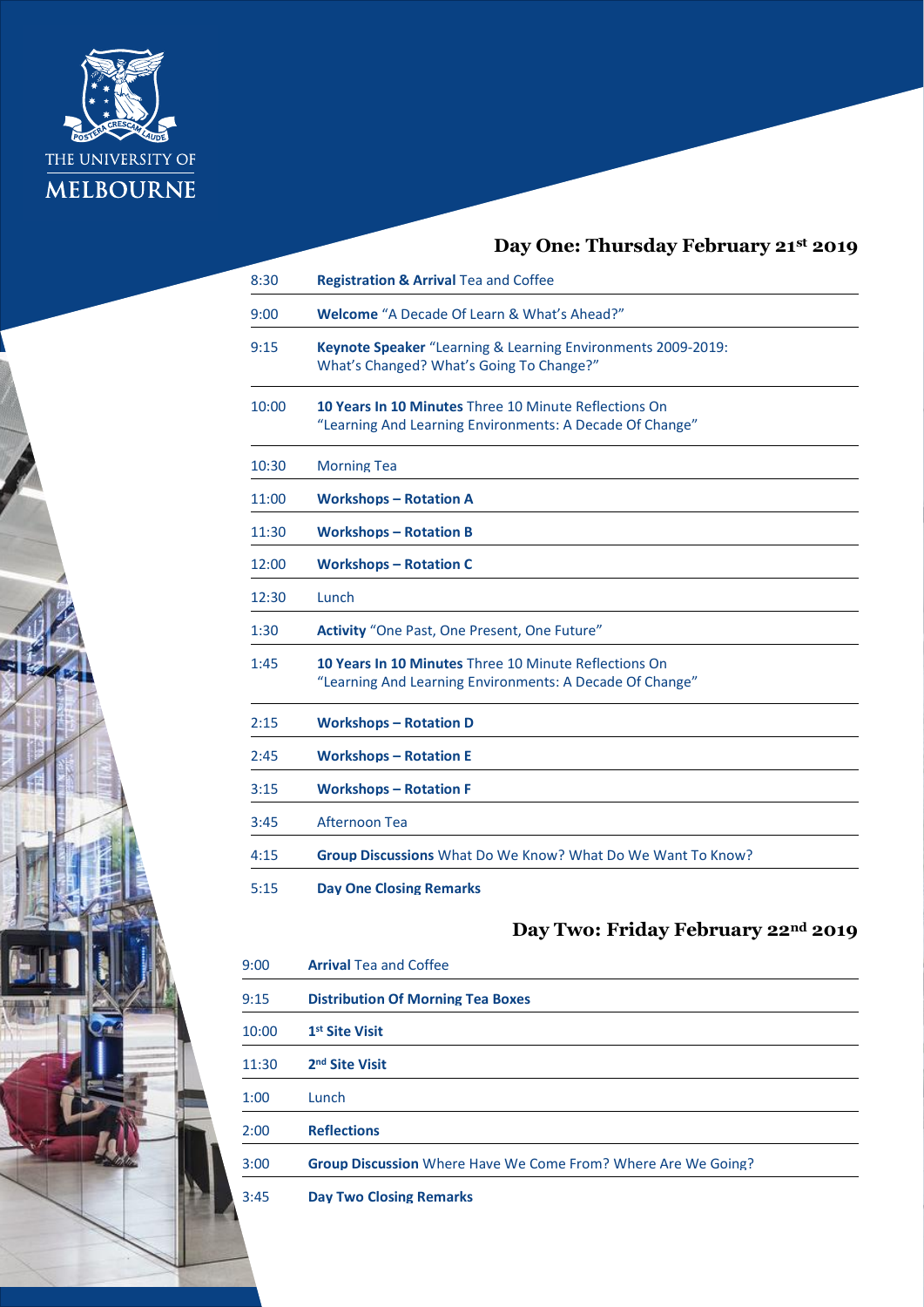THE UNIVERSITY OF MELBOURNE

## Day One: Thursday February 21st 2019

| | |
|---|---|
| 8:30 | **Registration & Arrival** Tea and Coffee |
| 9:00 | **Welcome** "A Decade Of Learn & What's Ahead?" |
| 9:15 | **Keynote Speaker** "Learning & Learning Environments 2009-2019: What's Changed? What's Going To Change?" |
| 10:00 | **10 Years In 10 Minutes** Three 10 Minute Reflections On "Learning And Learning Environments: A Decade Of Change" |
| 10:30 | Morning Tea |
| 11:00 | **Workshops – Rotation A** |
| 11:30 | **Workshops – Rotation B** |
| 12:00 | **Workshops – Rotation C** |
| 12:30 | Lunch |
| 1:30 | **Activity** "One Past, One Present, One Future" |
| 1:45 | **10 Years In 10 Minutes** Three 10 Minute Reflections On "Learning And Learning Environments: A Decade Of Change" |
| 2:15 | **Workshops – Rotation D** |
| 2:45 | **Workshops – Rotation E** |
| 3:15 | **Workshops – Rotation F** |
| 3:45 | Afternoon Tea |
| 4:15 | **Group Discussions** What Do We Know? What Do We Want To Know? |
| 5:15 | **Day One Closing Remarks** |

## Day Two: Friday February 22nd 2019

| | |
|---|---|
| 9:00 | **Arrival** Tea and Coffee |
| 9:15 | **Distribution Of Morning Tea Boxes** |
| 10:00 | **1st Site Visit** |
| 11:30 | **2nd Site Visit** |
| 1:00 | Lunch |
| 2:00 | **Reflections** |
| 3:00 | **Group Discussion** Where Have We Come From? Where Are We Going? |
| 3:45 | **Day Two Closing Remarks** |